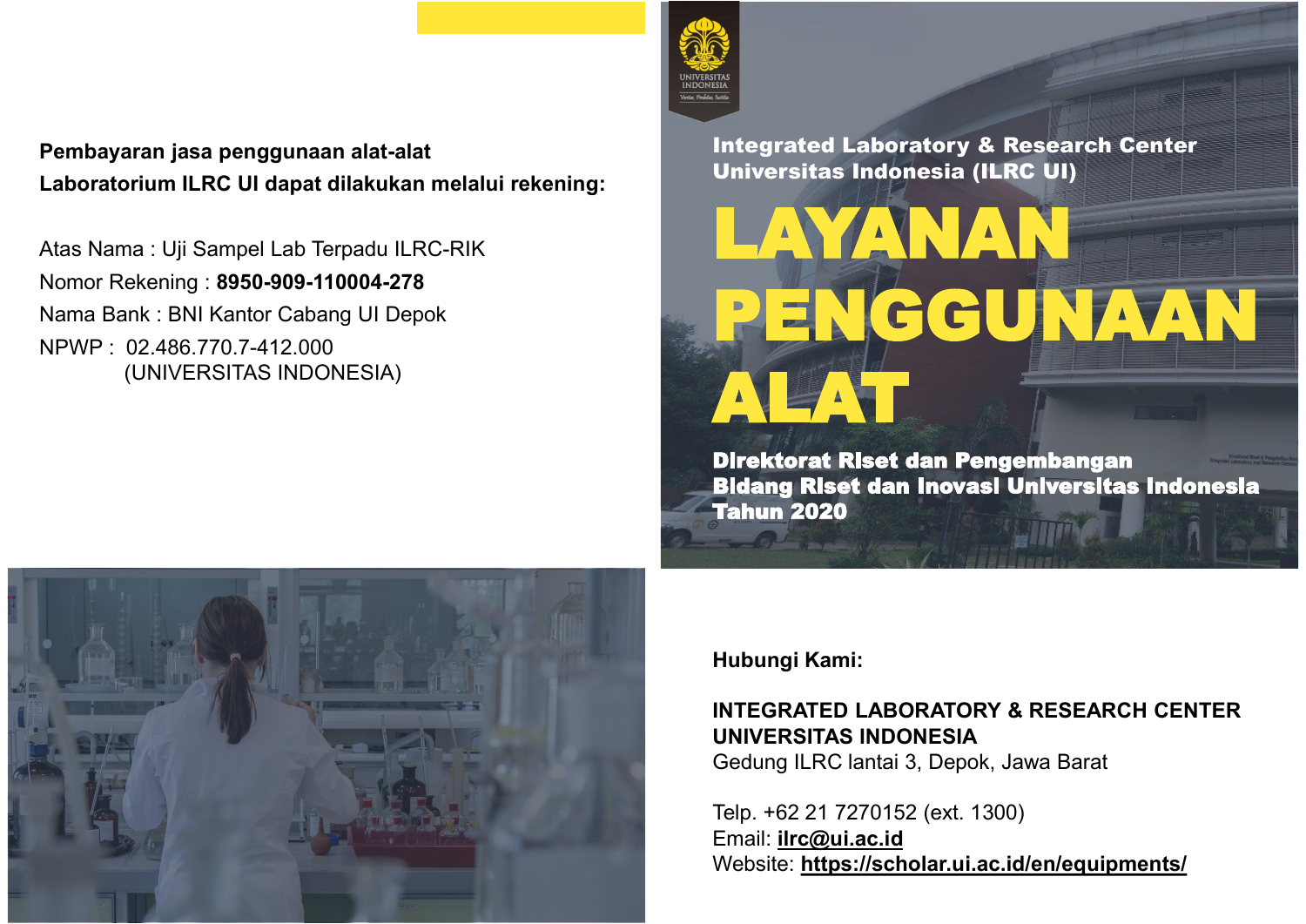**Pembayaran jasa penggunaan alat-alat Laboratorium ILRC UI dapat dilakukan melalui rekening:**

Atas Nama : Uji Sampel Lab Terpadu ILRC-RIK
Nomor Rekening : **8950-909-110004-278**
Nama Bank : BNI Kantor Cabang UI Depok
NPWP : 02.486.770.7-412.000
(UNIVERSITAS INDONESIA)

**Integrated Laboratory & Research Center Universitas Indonesia (ILRC UI)**

# LAYANAN PENGGUNAAN ALAT

**Direktorat Riset dan Pengembangan**
**Bidang Riset dan Inovasi Universitas Indonesia**
**Tahun 2020**

**Hubungi Kami:**

**INTEGRATED LABORATORY & RESEARCH CENTER UNIVERSITAS INDONESIA**
Gedung ILRC lantai 3, Depok, Jawa Barat

Telp. +62 21 7270152 (ext. 1300)
Email: **ilrc@ui.ac.id**
Website: **https://scholar.ui.ac.id/en/equipments/**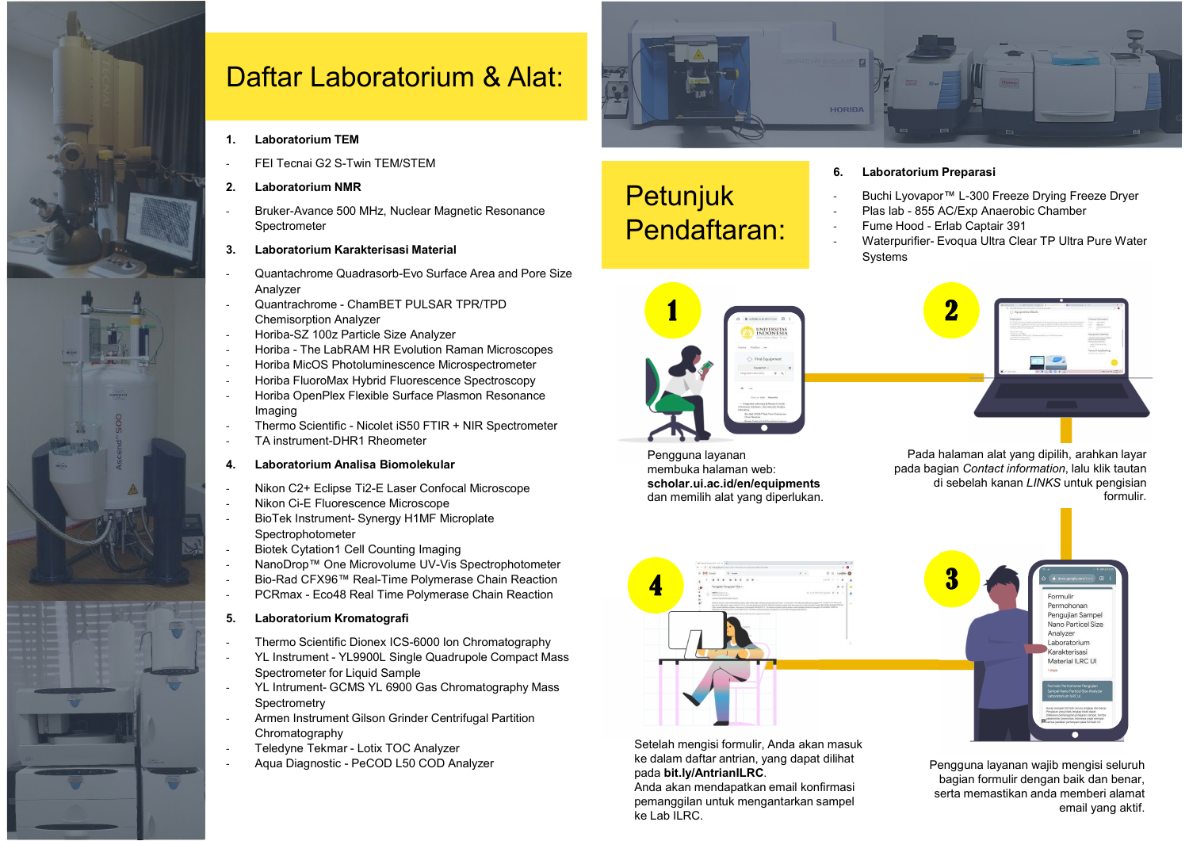# Daftar Laboratorium & Alat:

1. **Laboratorium TEM**

- FEI Tecnai G2 S-Twin TEM/STEM

2. **Laboratorium NMR**

- Bruker-Avance 500 MHz, Nuclear Magnetic Resonance Spectrometer

3. **Laboratorium Karakterisasi Material**

- Quantachrome Quadrasorb-Evo Surface Area and Pore Size Analyzer
- Quantrachrome - ChamBET PULSAR TPR/TPD Chemisorption Analyzer
- Horiba-SZ 100z Particle Size Analyzer
- Horiba - The LabRAM HR Evolution Raman Microscopes
- Horiba MicOS Photoluminescence Microspectrometer
- Horiba FluoroMax Hybrid Fluorescence Spectroscopy
- Horiba OpenPlex Flexible Surface Plasmon Resonance Imaging
- Thermo Scientific - Nicolet iS50 FTIR + NIR Spectrometer
- TA instrument-DHR1 Rheometer

4. **Laboratorium Analisa Biomolekular**

- Nikon C2+ Eclipse Ti2-E Laser Confocal Microscope
- Nikon Ci-E Fluorescence Microscope
- BioTek Instrument- Synergy H1MF Microplate Spectrophotometer
- Biotek Cytation1 Cell Counting Imaging
- NanoDrop™ One Microvolume UV-Vis Spectrophotometer
- Bio-Rad CFX96™ Real-Time Polymerase Chain Reaction
- PCRmax - Eco48 Real Time Polymerase Chain Reaction

5. **Laboratorium Kromatografi**

- Thermo Scientific Dionex ICS-6000 Ion Chromatography
- YL Instrument - YL9900L Single Quadrupole Compact Mass Spectrometer for Liquid Sample
- YL Intrument- GCMS YL 6900 Gas Chromatography Mass Spectrometry
- Armen Instrument Gilson Grinder Centrifugal Partition Chromatography
- Teledyne Tekmar - Lotix TOC Analyzer
- Aqua Diagnostic - PeCOD L50 COD Analyzer

6. **Laboratorium Preparasi**

- Buchi Lyovapor™ L-300 Freeze Drying Freeze Dryer
- Plas lab - 855 AC/Exp Anaerobic Chamber
- Fume Hood - Erlab Captair 391
- Waterpurifier- Evoqua Ultra Clear TP Ultra Pure Water Systems

# Petunjuk Pendaftaran:

**1** Pengguna layanan membuka halaman web: **scholar.ui.ac.id/en/equipments** dan memilih alat yang diperlukan.

**2** Pada halaman alat yang dipilih, arahkan layar pada bagian *Contact information*, lalu klik tautan di sebelah kanan *LINKS* untuk pengisian formulir.

**3** Pengguna layanan wajib mengisi seluruh bagian formulir dengan baik dan benar, serta memastikan anda memberi alamat email yang aktif.

**4** Setelah mengisi formulir, Anda akan masuk ke dalam daftar antrian, yang dapat dilihat pada **bit.ly/AntrianILRC**. Anda akan mendapatkan email konfirmasi pemanggilan untuk mengantarkan sampel ke Lab ILRC.